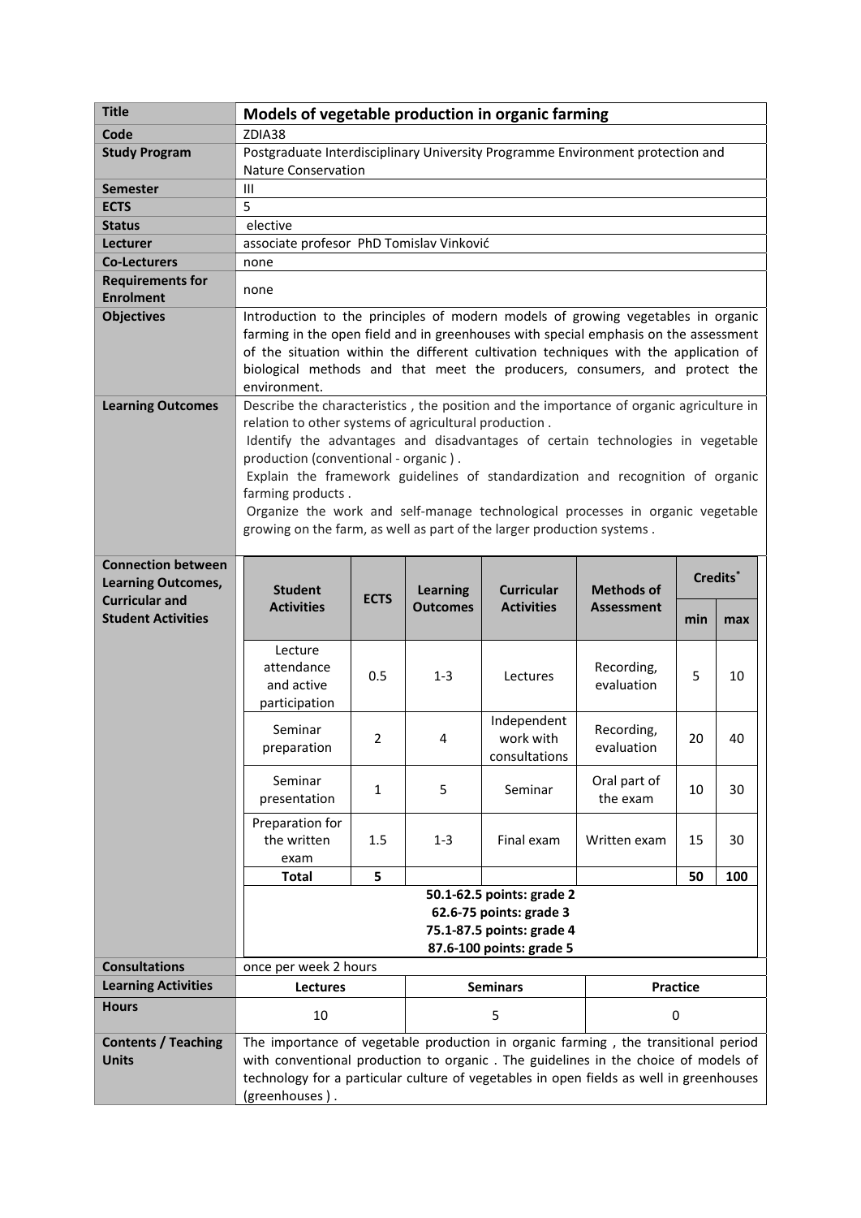| Title | Models of vegetable production in organic farming |
|---|---|
| Code | ZDIA38 |
| Study Program | Postgraduate Interdisciplinary University Programme Environment protection and Nature Conservation |
| Semester | III |
| ECTS | 5 |
| Status | elective |
| Lecturer | associate profesor PhD Tomislav Vinković |
| Co-Lecturers | none |
| Requirements for Enrolment | none |
| Objectives | Introduction to the principles of modern models of growing vegetables in organic farming in the open field and in greenhouses with special emphasis on the assessment of the situation within the different cultivation techniques with the application of biological methods and that meet the producers, consumers, and protect the environment. |
| Learning Outcomes | Describe the characteristics , the position and the importance of organic agriculture in relation to other systems of agricultural production .<br>Identify the advantages and disadvantages of certain technologies in vegetable production (conventional - organic ) .<br>Explain the framework guidelines of standardization and recognition of organic farming products .<br>Organize the work and self-manage technological processes in organic vegetable growing on the farm, as well as part of the larger production systems . |

**Connection between Learning Outcomes, Curricular and Student Activities**

| Student Activities | ECTS | Learning Outcomes | Curricular Activities | Methods of Assessment | Credits* | |
|---|---|---|---|---|---|---|
| | | | | | min | max |
| Lecture attendance and active participation | 0.5 | 1-3 | Lectures | Recording, evaluation | 5 | 10 |
| Seminar preparation | 2 | 4 | Independent work with consultations | Recording, evaluation | 20 | 40 |
| Seminar presentation | 1 | 5 | Seminar | Oral part of the exam | 10 | 30 |
| Preparation for the written exam | 1.5 | 1-3 | Final exam | Written exam | 15 | 30 |
| **Total** | **5** | | | | **50** | **100** |

**50.1-62.5 points: grade 2**
**62.6-75 points: grade 3**
**75.1-87.5 points: grade 4**
**87.6-100 points: grade 5**

| Consultations | once per week 2 hours | | |
|---|---|---|---|
| Learning Activities | **Lectures** | **Seminars** | **Practice** |
| Hours | 10 | 5 | 0 |
| Contents / Teaching Units | The importance of vegetable production in organic farming , the transitional period with conventional production to organic . The guidelines in the choice of models of technology for a particular culture of vegetables in open fields as well in greenhouses (greenhouses ) . | | |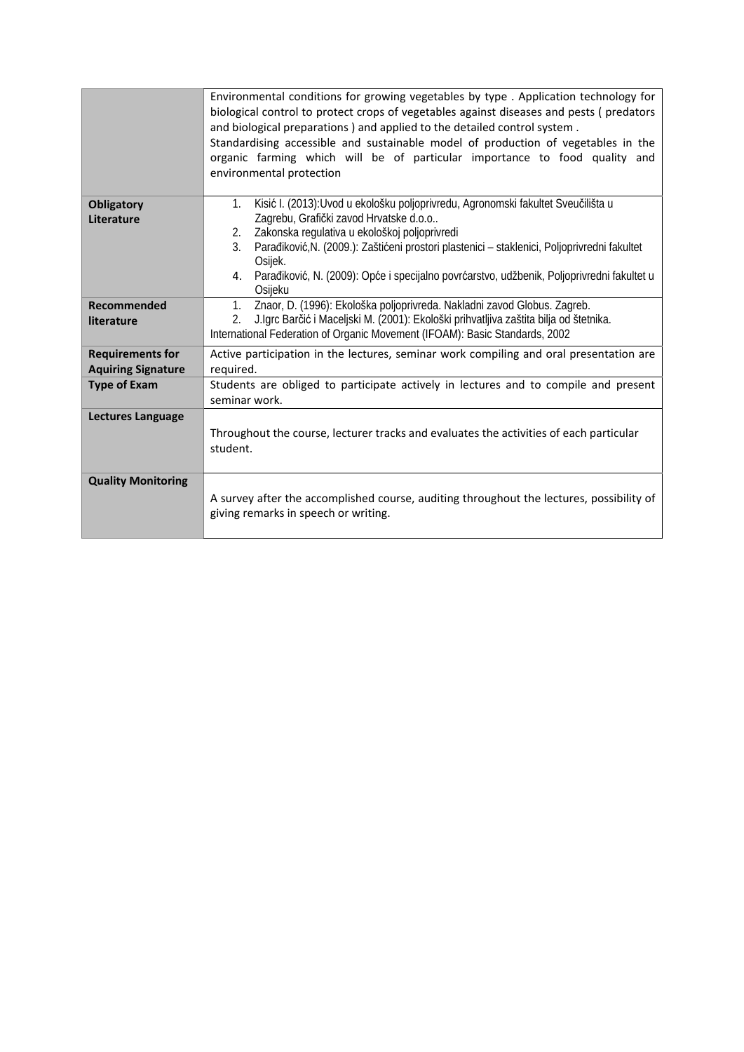| | |
|---|---|
| | Environmental conditions for growing vegetables by type . Application technology for biological control to protect crops of vegetables against diseases and pests ( predators and biological preparations ) and applied to the detailed control system .<br>Standardising accessible and sustainable model of production of vegetables in the organic farming which will be of particular importance to food quality and environmental protection |
| **Obligatory Literature** | 1. Kisić I. (2013):Uvod u ekološku poljoprivredu, Agronomski fakultet Sveučilišta u Zagrebu, Grafički zavod Hrvatske d.o.o..<br>2. Zakonska regulativa u ekološkoj poljoprivredi<br>3. Parađiković,N. (2009.): Zaštićeni prostori plastenici – staklenici, Poljoprivredni fakultet Osijek.<br>4. Parađiković, N. (2009): Opće i specijalno povrćarstvo, udžbenik, Poljoprivredni fakultet u Osijeku |
| **Recommended literature** | 1. Znaor, D. (1996): Ekološka poljoprivreda. Nakladni zavod Globus. Zagreb.<br>2. J.Igrc Barčić i Maceljski M. (2001): Ekološki prihvatljiva zaštita bilja od štetnika.<br>International Federation of Organic Movement (IFOAM): Basic Standards, 2002 |
| **Requirements for Aquiring Signature** | Active participation in the lectures, seminar work compiling and oral presentation are required. |
| **Type of Exam** | Students are obliged to participate actively in lectures and to compile and present seminar work. |
| **Lectures Language** | Throughout the course, lecturer tracks and evaluates the activities of each particular student. |
| **Quality Monitoring** | A survey after the accomplished course, auditing throughout the lectures, possibility of giving remarks in speech or writing. |